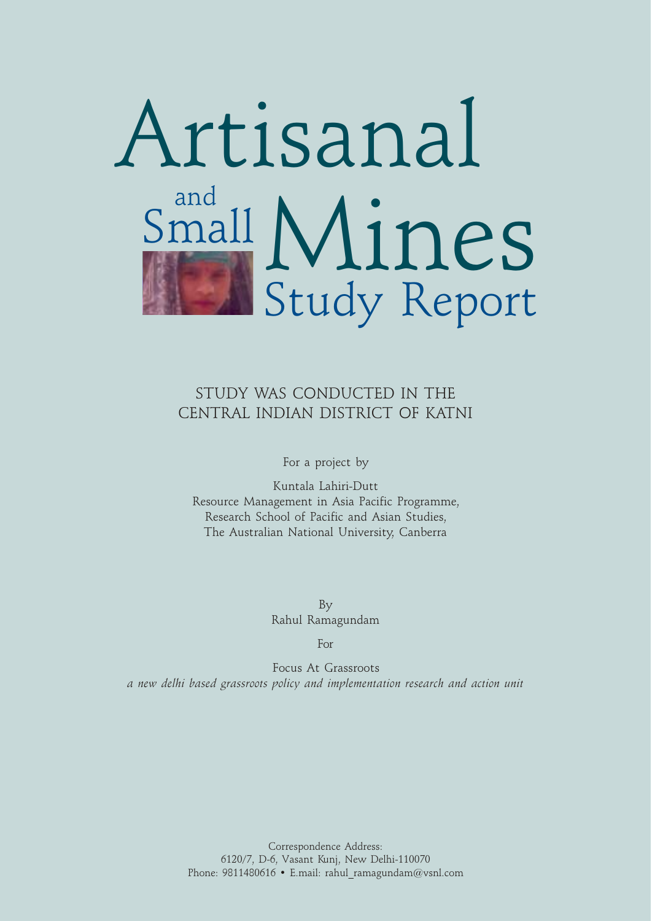# Artisanal and Small Mines Study Report

STUDY WAS CONDUCTED IN THE
CENTRAL INDIAN DISTRICT OF KATNI

For a project by

Kuntala Lahiri-Dutt
Resource Management in Asia Pacific Programme,
Research School of Pacific and Asian Studies,
The Australian National University, Canberra

By
Rahul Ramagundam

For

Focus At Grassroots
*a new delhi based grassroots policy and implementation research and action unit*

Correspondence Address:
6120/7, D-6, Vasant Kunj, New Delhi-110070
Phone: 9811480616 • E.mail: rahul_ramagundam@vsnl.com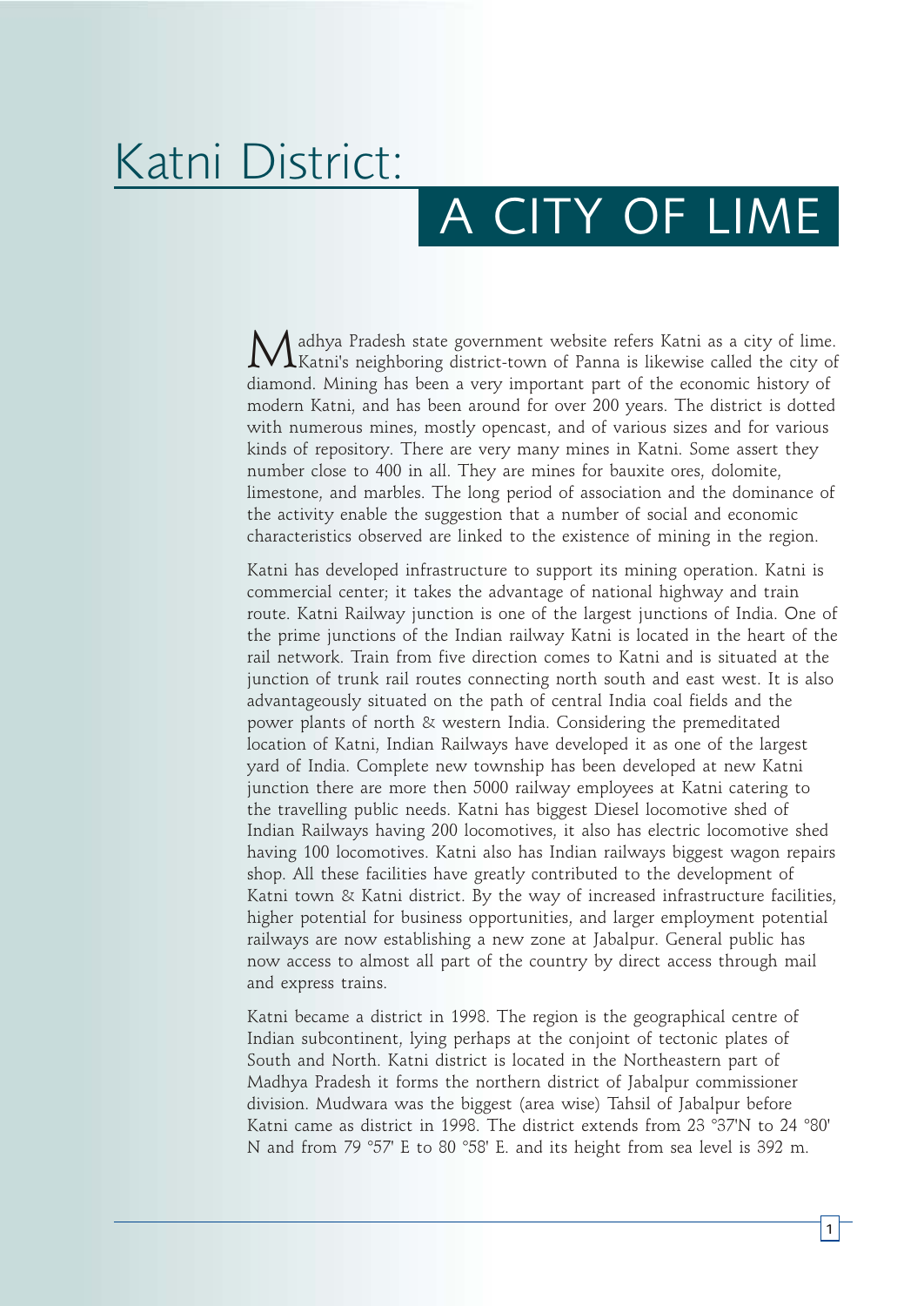# Katni District:

## A CITY OF LIME

Madhya Pradesh state government website refers Katni as a city of lime. Katni's neighboring district-town of Panna is likewise called the city of diamond. Mining has been a very important part of the economic history of modern Katni, and has been around for over 200 years. The district is dotted with numerous mines, mostly opencast, and of various sizes and for various kinds of repository. There are very many mines in Katni. Some assert they number close to 400 in all. They are mines for bauxite ores, dolomite, limestone, and marbles. The long period of association and the dominance of the activity enable the suggestion that a number of social and economic characteristics observed are linked to the existence of mining in the region.

Katni has developed infrastructure to support its mining operation. Katni is commercial center; it takes the advantage of national highway and train route. Katni Railway junction is one of the largest junctions of India. One of the prime junctions of the Indian railway Katni is located in the heart of the rail network. Train from five direction comes to Katni and is situated at the junction of trunk rail routes connecting north south and east west. It is also advantageously situated on the path of central India coal fields and the power plants of north & western India. Considering the premeditated location of Katni, Indian Railways have developed it as one of the largest yard of India. Complete new township has been developed at new Katni junction there are more then 5000 railway employees at Katni catering to the travelling public needs. Katni has biggest Diesel locomotive shed of Indian Railways having 200 locomotives, it also has electric locomotive shed having 100 locomotives. Katni also has Indian railways biggest wagon repairs shop. All these facilities have greatly contributed to the development of Katni town & Katni district. By the way of increased infrastructure facilities, higher potential for business opportunities, and larger employment potential railways are now establishing a new zone at Jabalpur. General public has now access to almost all part of the country by direct access through mail and express trains.

Katni became a district in 1998. The region is the geographical centre of Indian subcontinent, lying perhaps at the conjoint of tectonic plates of South and North. Katni district is located in the Northeastern part of Madhya Pradesh it forms the northern district of Jabalpur commissioner division. Mudwara was the biggest (area wise) Tahsil of Jabalpur before Katni came as district in 1998. The district extends from 23 °37'N to 24 °80' N and from 79 °57' E to 80 °58' E. and its height from sea level is 392 m.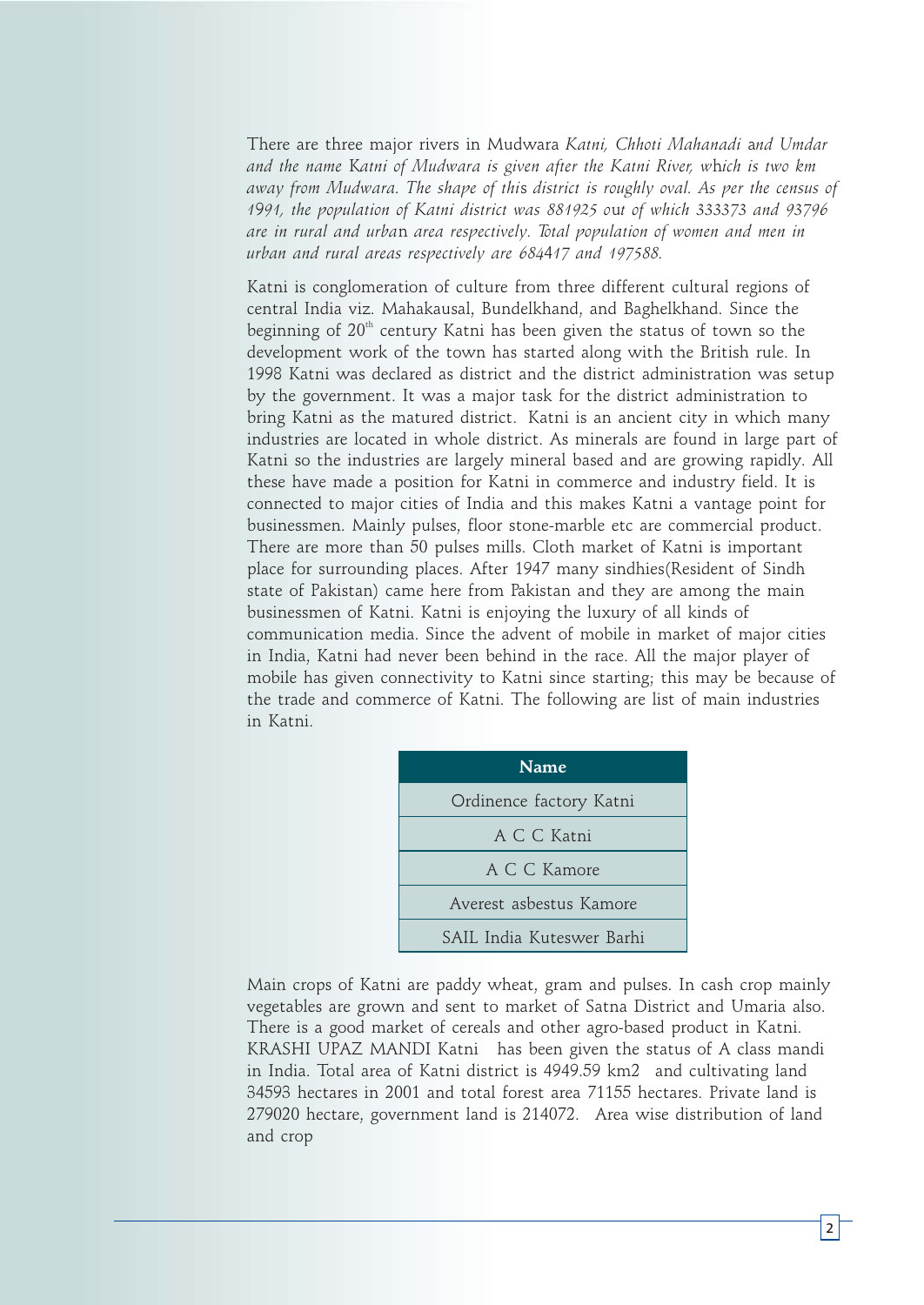There are three major rivers in Mudwara *Katni, Chhoti Mahanadi and Umdar and the name Katni of Mudwara is given after the Katni River, which is two km away from Mudwara. The shape of this district is roughly oval. As per the census of 1991, the population of Katni district was 881925 out of which 333373 and 93796 are in rural and urban area respectively. Total population of women and men in urban and rural areas respectively are 684417 and 197588.*

Katni is conglomeration of culture from three different cultural regions of central India viz. Mahakausal, Bundelkhand, and Baghelkhand. Since the beginning of 20th century Katni has been given the status of town so the development work of the town has started along with the British rule. In 1998 Katni was declared as district and the district administration was setup by the government. It was a major task for the district administration to bring Katni as the matured district. Katni is an ancient city in which many industries are located in whole district. As minerals are found in large part of Katni so the industries are largely mineral based and are growing rapidly. All these have made a position for Katni in commerce and industry field. It is connected to major cities of India and this makes Katni a vantage point for businessmen. Mainly pulses, floor stone-marble etc are commercial product. There are more than 50 pulses mills. Cloth market of Katni is important place for surrounding places. After 1947 many sindhies(Resident of Sindh state of Pakistan) came here from Pakistan and they are among the main businessmen of Katni. Katni is enjoying the luxury of all kinds of communication media. Since the advent of mobile in market of major cities in India, Katni had never been behind in the race. All the major player of mobile has given connectivity to Katni since starting; this may be because of the trade and commerce of Katni. The following are list of main industries in Katni.

| Name |
|---|
| Ordinence factory Katni |
| A C C Katni |
| A C C Kamore |
| Averest asbestus Kamore |
| SAIL India Kuteswer Barhi |

Main crops of Katni are paddy wheat, gram and pulses. In cash crop mainly vegetables are grown and sent to market of Satna District and Umaria also. There is a good market of cereals and other agro-based product in Katni. KRASHI UPAZ MANDI Katni has been given the status of A class mandi in India. Total area of Katni district is 4949.59 km2 and cultivating land 34593 hectares in 2001 and total forest area 71155 hectares. Private land is 279020 hectare, government land is 214072. Area wise distribution of land and crop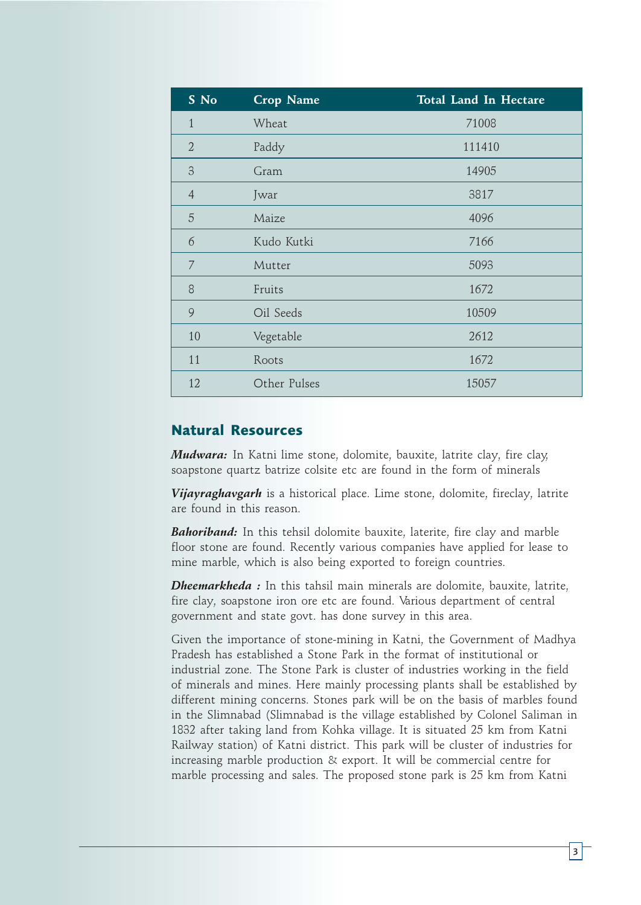| S No | Crop Name | Total Land In Hectare |
|---|---|---|
| 1 | Wheat | 71008 |
| 2 | Paddy | 111410 |
| 3 | Gram | 14905 |
| 4 | Jwar | 3817 |
| 5 | Maize | 4096 |
| 6 | Kudo Kutki | 7166 |
| 7 | Mutter | 5093 |
| 8 | Fruits | 1672 |
| 9 | Oil Seeds | 10509 |
| 10 | Vegetable | 2612 |
| 11 | Roots | 1672 |
| 12 | Other Pulses | 15057 |

## Natural Resources

***Mudwara:*** In Katni lime stone, dolomite, bauxite, latrite clay, fire clay, soapstone quartz batrize colsite etc are found in the form of minerals

***Vijayraghavgarh*** is a historical place. Lime stone, dolomite, fireclay, latrite are found in this reason.

***Bahoriband:*** In this tehsil dolomite bauxite, laterite, fire clay and marble floor stone are found. Recently various companies have applied for lease to mine marble, which is also being exported to foreign countries.

***Dheemarkheda :*** In this tahsil main minerals are dolomite, bauxite, latrite, fire clay, soapstone iron ore etc are found. Various department of central government and state govt. has done survey in this area.

Given the importance of stone-mining in Katni, the Government of Madhya Pradesh has established a Stone Park in the format of institutional or industrial zone. The Stone Park is cluster of industries working in the field of minerals and mines. Here mainly processing plants shall be established by different mining concerns. Stones park will be on the basis of marbles found in the Slimnabad (Slimnabad is the village established by Colonel Saliman in 1832 after taking land from Kohka village. It is situated 25 km from Katni Railway station) of Katni district. This park will be cluster of industries for increasing marble production & export. It will be commercial centre for marble processing and sales. The proposed stone park is 25 km from Katni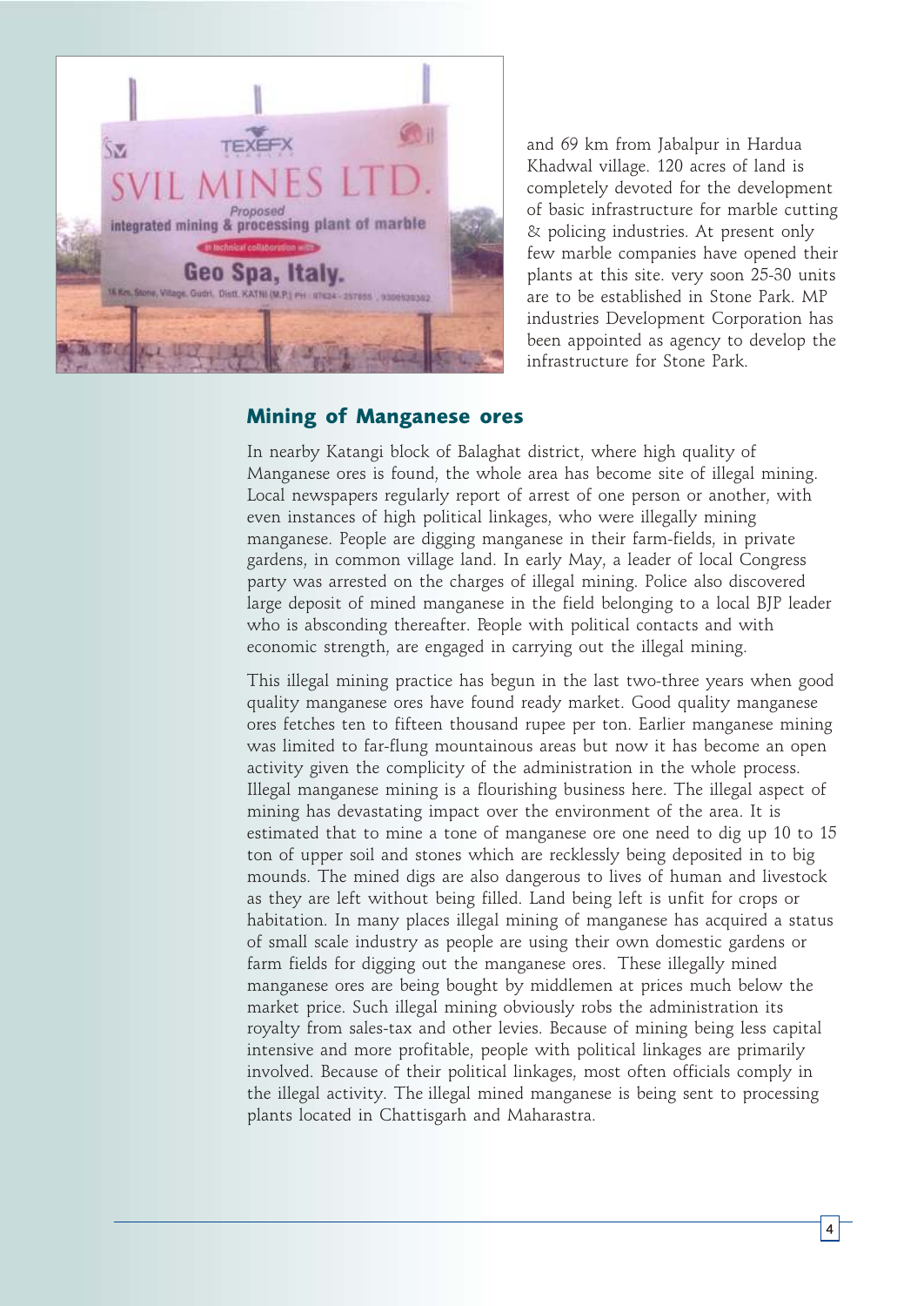and 69 km from Jabalpur in Hardua Khadwal village. 120 acres of land is completely devoted for the development of basic infrastructure for marble cutting & policing industries. At present only few marble companies have opened their plants at this site. very soon 25-30 units are to be established in Stone Park. MP industries Development Corporation has been appointed as agency to develop the infrastructure for Stone Park.

## Mining of Manganese ores

In nearby Katangi block of Balaghat district, where high quality of Manganese ores is found, the whole area has become site of illegal mining. Local newspapers regularly report of arrest of one person or another, with even instances of high political linkages, who were illegally mining manganese. People are digging manganese in their farm-fields, in private gardens, in common village land. In early May, a leader of local Congress party was arrested on the charges of illegal mining. Police also discovered large deposit of mined manganese in the field belonging to a local BJP leader who is absconding thereafter. People with political contacts and with economic strength, are engaged in carrying out the illegal mining.

This illegal mining practice has begun in the last two-three years when good quality manganese ores have found ready market. Good quality manganese ores fetches ten to fifteen thousand rupee per ton. Earlier manganese mining was limited to far-flung mountainous areas but now it has become an open activity given the complicity of the administration in the whole process. Illegal manganese mining is a flourishing business here. The illegal aspect of mining has devastating impact over the environment of the area. It is estimated that to mine a tone of manganese ore one need to dig up 10 to 15 ton of upper soil and stones which are recklessly being deposited in to big mounds. The mined digs are also dangerous to lives of human and livestock as they are left without being filled. Land being left is unfit for crops or habitation. In many places illegal mining of manganese has acquired a status of small scale industry as people are using their own domestic gardens or farm fields for digging out the manganese ores. These illegally mined manganese ores are being bought by middlemen at prices much below the market price. Such illegal mining obviously robs the administration its royalty from sales-tax and other levies. Because of mining being less capital intensive and more profitable, people with political linkages are primarily involved. Because of their political linkages, most often officials comply in the illegal activity. The illegal mined manganese is being sent to processing plants located in Chattisgarh and Maharastra.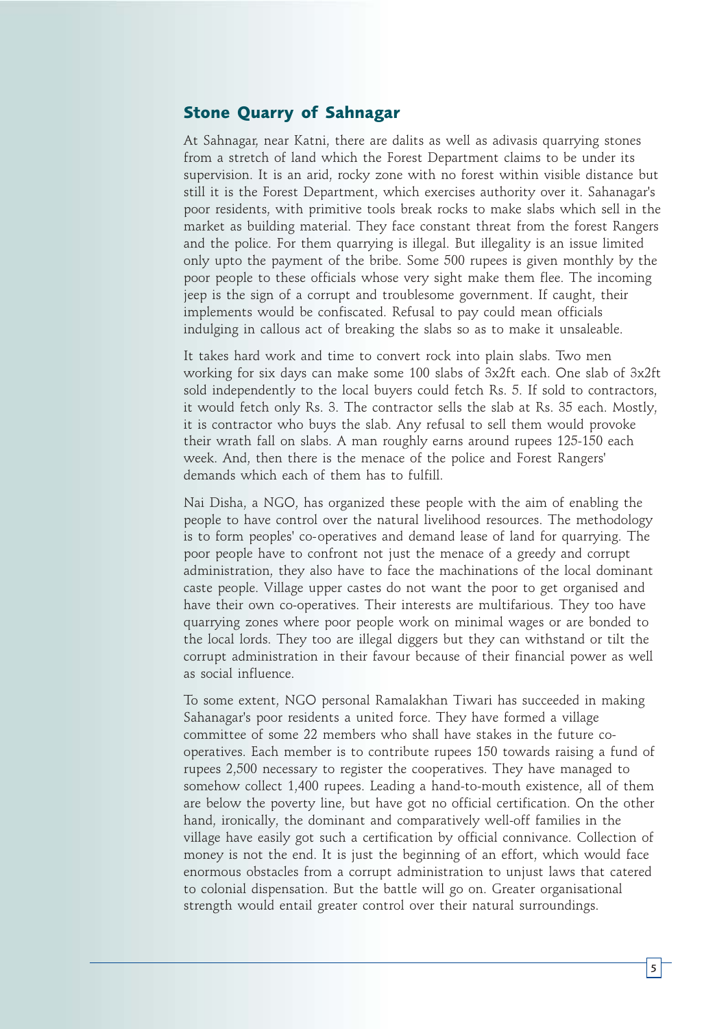## Stone Quarry of Sahnagar

At Sahnagar, near Katni, there are dalits as well as adivasis quarrying stones from a stretch of land which the Forest Department claims to be under its supervision. It is an arid, rocky zone with no forest within visible distance but still it is the Forest Department, which exercises authority over it. Sahanagar's poor residents, with primitive tools break rocks to make slabs which sell in the market as building material. They face constant threat from the forest Rangers and the police. For them quarrying is illegal. But illegality is an issue limited only upto the payment of the bribe. Some 500 rupees is given monthly by the poor people to these officials whose very sight make them flee. The incoming jeep is the sign of a corrupt and troublesome government. If caught, their implements would be confiscated. Refusal to pay could mean officials indulging in callous act of breaking the slabs so as to make it unsaleable.

It takes hard work and time to convert rock into plain slabs. Two men working for six days can make some 100 slabs of 3x2ft each. One slab of 3x2ft sold independently to the local buyers could fetch Rs. 5. If sold to contractors, it would fetch only Rs. 3. The contractor sells the slab at Rs. 35 each. Mostly, it is contractor who buys the slab. Any refusal to sell them would provoke their wrath fall on slabs. A man roughly earns around rupees 125-150 each week. And, then there is the menace of the police and Forest Rangers' demands which each of them has to fulfill.

Nai Disha, a NGO, has organized these people with the aim of enabling the people to have control over the natural livelihood resources. The methodology is to form peoples' co-operatives and demand lease of land for quarrying. The poor people have to confront not just the menace of a greedy and corrupt administration, they also have to face the machinations of the local dominant caste people. Village upper castes do not want the poor to get organised and have their own co-operatives. Their interests are multifarious. They too have quarrying zones where poor people work on minimal wages or are bonded to the local lords. They too are illegal diggers but they can withstand or tilt the corrupt administration in their favour because of their financial power as well as social influence.

To some extent, NGO personal Ramalakhan Tiwari has succeeded in making Sahanagar's poor residents a united force. They have formed a village committee of some 22 members who shall have stakes in the future co-operatives. Each member is to contribute rupees 150 towards raising a fund of rupees 2,500 necessary to register the cooperatives. They have managed to somehow collect 1,400 rupees. Leading a hand-to-mouth existence, all of them are below the poverty line, but have got no official certification. On the other hand, ironically, the dominant and comparatively well-off families in the village have easily got such a certification by official connivance. Collection of money is not the end. It is just the beginning of an effort, which would face enormous obstacles from a corrupt administration to unjust laws that catered to colonial dispensation. But the battle will go on. Greater organisational strength would entail greater control over their natural surroundings.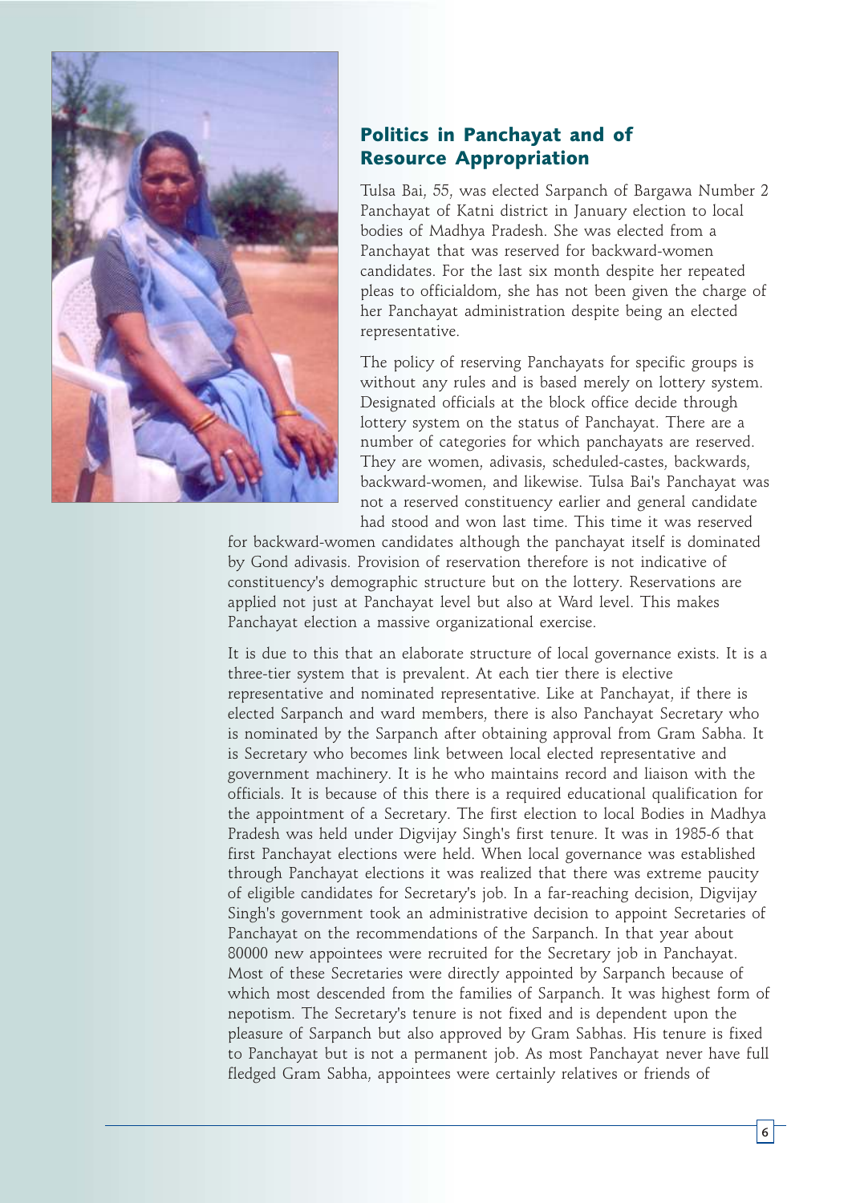## Politics in Panchayat and of Resource Appropriation

Tulsa Bai, 55, was elected Sarpanch of Bargawa Number 2 Panchayat of Katni district in January election to local bodies of Madhya Pradesh. She was elected from a Panchayat that was reserved for backward-women candidates. For the last six month despite her repeated pleas to officialdom, she has not been given the charge of her Panchayat administration despite being an elected representative.

The policy of reserving Panchayats for specific groups is without any rules and is based merely on lottery system. Designated officials at the block office decide through lottery system on the status of Panchayat. There are a number of categories for which panchayats are reserved. They are women, adivasis, scheduled-castes, backwards, backward-women, and likewise. Tulsa Bai's Panchayat was not a reserved constituency earlier and general candidate had stood and won last time. This time it was reserved for backward-women candidates although the panchayat itself is dominated by Gond adivasis. Provision of reservation therefore is not indicative of constituency's demographic structure but on the lottery. Reservations are applied not just at Panchayat level but also at Ward level. This makes Panchayat election a massive organizational exercise.

It is due to this that an elaborate structure of local governance exists. It is a three-tier system that is prevalent. At each tier there is elective representative and nominated representative. Like at Panchayat, if there is elected Sarpanch and ward members, there is also Panchayat Secretary who is nominated by the Sarpanch after obtaining approval from Gram Sabha. It is Secretary who becomes link between local elected representative and government machinery. It is he who maintains record and liaison with the officials. It is because of this there is a required educational qualification for the appointment of a Secretary. The first election to local Bodies in Madhya Pradesh was held under Digvijay Singh's first tenure. It was in 1985-6 that first Panchayat elections were held. When local governance was established through Panchayat elections it was realized that there was extreme paucity of eligible candidates for Secretary's job. In a far-reaching decision, Digvijay Singh's government took an administrative decision to appoint Secretaries of Panchayat on the recommendations of the Sarpanch. In that year about 80000 new appointees were recruited for the Secretary job in Panchayat. Most of these Secretaries were directly appointed by Sarpanch because of which most descended from the families of Sarpanch. It was highest form of nepotism. The Secretary's tenure is not fixed and is dependent upon the pleasure of Sarpanch but also approved by Gram Sabhas. His tenure is fixed to Panchayat but is not a permanent job. As most Panchayat never have full fledged Gram Sabha, appointees were certainly relatives or friends of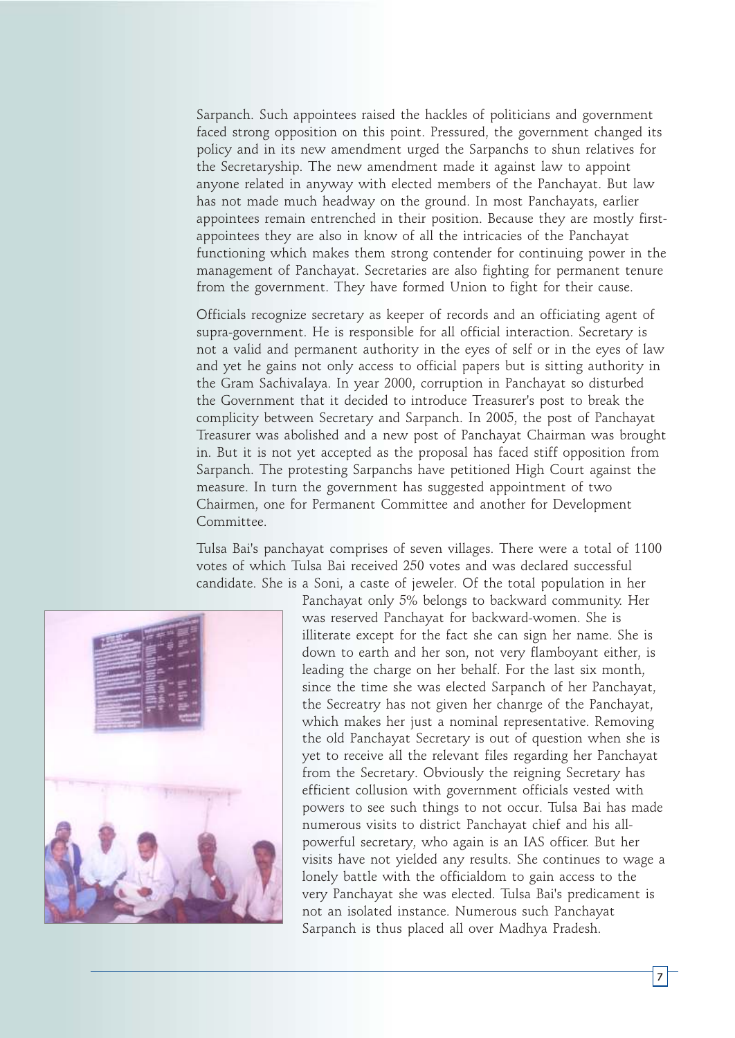Sarpanch. Such appointees raised the hackles of politicians and government faced strong opposition on this point. Pressured, the government changed its policy and in its new amendment urged the Sarpanchs to shun relatives for the Secretaryship. The new amendment made it against law to appoint anyone related in anyway with elected members of the Panchayat. But law has not made much headway on the ground. In most Panchayats, earlier appointees remain entrenched in their position. Because they are mostly first-appointees they are also in know of all the intricacies of the Panchayat functioning which makes them strong contender for continuing power in the management of Panchayat. Secretaries are also fighting for permanent tenure from the government. They have formed Union to fight for their cause.

Officials recognize secretary as keeper of records and an officiating agent of supra-government. He is responsible for all official interaction. Secretary is not a valid and permanent authority in the eyes of self or in the eyes of law and yet he gains not only access to official papers but is sitting authority in the Gram Sachivalaya. In year 2000, corruption in Panchayat so disturbed the Government that it decided to introduce Treasurer's post to break the complicity between Secretary and Sarpanch. In 2005, the post of Panchayat Treasurer was abolished and a new post of Panchayat Chairman was brought in. But it is not yet accepted as the proposal has faced stiff opposition from Sarpanch. The protesting Sarpanchs have petitioned High Court against the measure. In turn the government has suggested appointment of two Chairmen, one for Permanent Committee and another for Development Committee.

Tulsa Bai's panchayat comprises of seven villages. There were a total of 1100 votes of which Tulsa Bai received 250 votes and was declared successful candidate. She is a Soni, a caste of jeweler. Of the total population in her Panchayat only 5% belongs to backward community. Her was reserved Panchayat for backward-women. She is illiterate except for the fact she can sign her name. She is down to earth and her son, not very flamboyant either, is leading the charge on her behalf. For the last six month, since the time she was elected Sarpanch of her Panchayat, the Secreatry has not given her chanrge of the Panchayat, which makes her just a nominal representative. Removing the old Panchayat Secretary is out of question when she is yet to receive all the relevant files regarding her Panchayat from the Secretary. Obviously the reigning Secretary has efficient collusion with government officials vested with powers to see such things to not occur. Tulsa Bai has made numerous visits to district Panchayat chief and his all-powerful secretary, who again is an IAS officer. But her visits have not yielded any results. She continues to wage a lonely battle with the officialdom to gain access to the very Panchayat she was elected. Tulsa Bai's predicament is not an isolated instance. Numerous such Panchayat Sarpanch is thus placed all over Madhya Pradesh.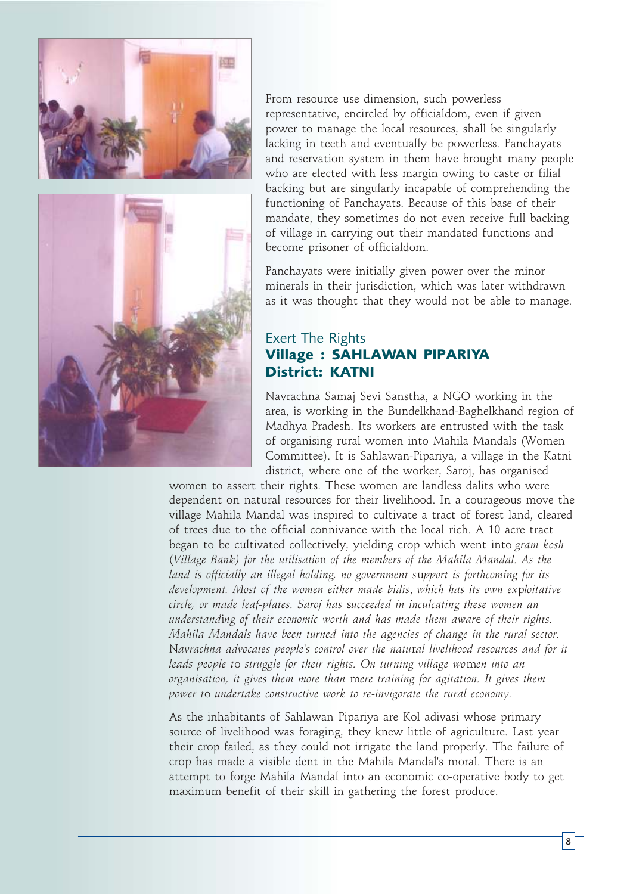From resource use dimension, such powerless representative, encircled by officialdom, even if given power to manage the local resources, shall be singularly lacking in teeth and eventually be powerless. Panchayats and reservation system in them have brought many people who are elected with less margin owing to caste or filial backing but are singularly incapable of comprehending the functioning of Panchayats. Because of this base of their mandate, they sometimes do not even receive full backing of village in carrying out their mandated functions and become prisoner of officialdom.

Panchayats were initially given power over the minor minerals in their jurisdiction, which was later withdrawn as it was thought that they would not be able to manage.

## Exert The Rights
### Village : SAHLAWAN PIPARIYA
### District: KATNI

Navrachna Samaj Sevi Sanstha, a NGO working in the area, is working in the Bundelkhand-Baghelkhand region of Madhya Pradesh. Its workers are entrusted with the task of organising rural women into Mahila Mandals (Women Committee). It is Sahlawan-Pipariya, a village in the Katni district, where one of the worker, Saroj, has organised women to assert their rights. These women are landless dalits who were dependent on natural resources for their livelihood. In a courageous move the village Mahila Mandal was inspired to cultivate a tract of forest land, cleared of trees due to the official connivance with the local rich. A 10 acre tract began to be cultivated collectively, yielding crop which went into *gram kosh (Village Bank) for the utilisation of the members of the Mahila Mandal. As the land is officially an illegal holding, no government support is forthcoming for its development. Most of the women either made bidis, which has its own exploitative circle, or made leaf-plates. Saroj has succeeded in inculcating these women an understanding of their economic worth and has made them aware of their rights. Mahila Mandals have been turned into the agencies of change in the rural sector. Navrachna advocates people's control over the natural livelihood resources and for it leads people to struggle for their rights. On turning village women into an organisation, it gives them more than mere training for agitation. It gives them power to undertake constructive work to re-invigorate the rural economy.*

As the inhabitants of Sahlawan Pipariya are Kol adivasi whose primary source of livelihood was foraging, they knew little of agriculture. Last year their crop failed, as they could not irrigate the land properly. The failure of crop has made a visible dent in the Mahila Mandal's moral. There is an attempt to forge Mahila Mandal into an economic co-operative body to get maximum benefit of their skill in gathering the forest produce.